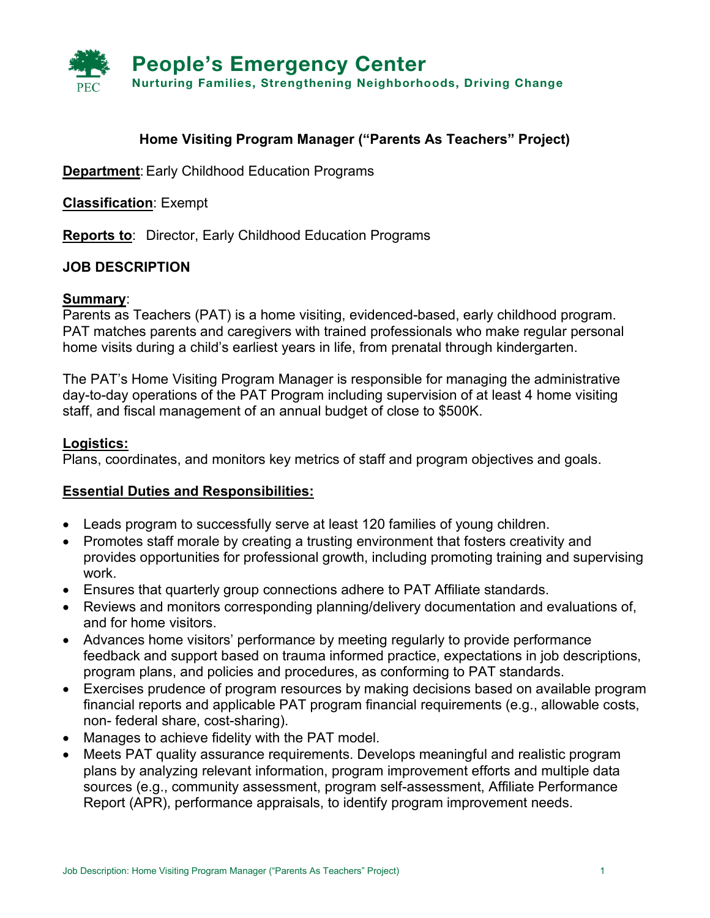# People's Emergency Center

**Nurturing Families, Strengthening Neighborhoods, Driving Change**

## Home Visiting Program Manager ("Parents As Teachers" Project)

**Department**: Early Childhood Education Programs

**Classification**: Exempt

**Reports to**: Director, Early Childhood Education Programs

### JOB DESCRIPTION

**Summary**:
Parents as Teachers (PAT) is a home visiting, evidenced-based, early childhood program. PAT matches parents and caregivers with trained professionals who make regular personal home visits during a child's earliest years in life, from prenatal through kindergarten.

The PAT's Home Visiting Program Manager is responsible for managing the administrative day-to-day operations of the PAT Program including supervision of at least 4 home visiting staff, and fiscal management of an annual budget of close to $500K.

**Logistics:**
Plans, coordinates, and monitors key metrics of staff and program objectives and goals.

**Essential Duties and Responsibilities:**

- Leads program to successfully serve at least 120 families of young children.
- Promotes staff morale by creating a trusting environment that fosters creativity and provides opportunities for professional growth, including promoting training and supervising work.
- Ensures that quarterly group connections adhere to PAT Affiliate standards.
- Reviews and monitors corresponding planning/delivery documentation and evaluations of, and for home visitors.
- Advances home visitors' performance by meeting regularly to provide performance feedback and support based on trauma informed practice, expectations in job descriptions, program plans, and policies and procedures, as conforming to PAT standards.
- Exercises prudence of program resources by making decisions based on available program financial reports and applicable PAT program financial requirements (e.g., allowable costs, non- federal share, cost-sharing).
- Manages to achieve fidelity with the PAT model.
- Meets PAT quality assurance requirements. Develops meaningful and realistic program plans by analyzing relevant information, program improvement efforts and multiple data sources (e.g., community assessment, program self-assessment, Affiliate Performance Report (APR), performance appraisals, to identify program improvement needs.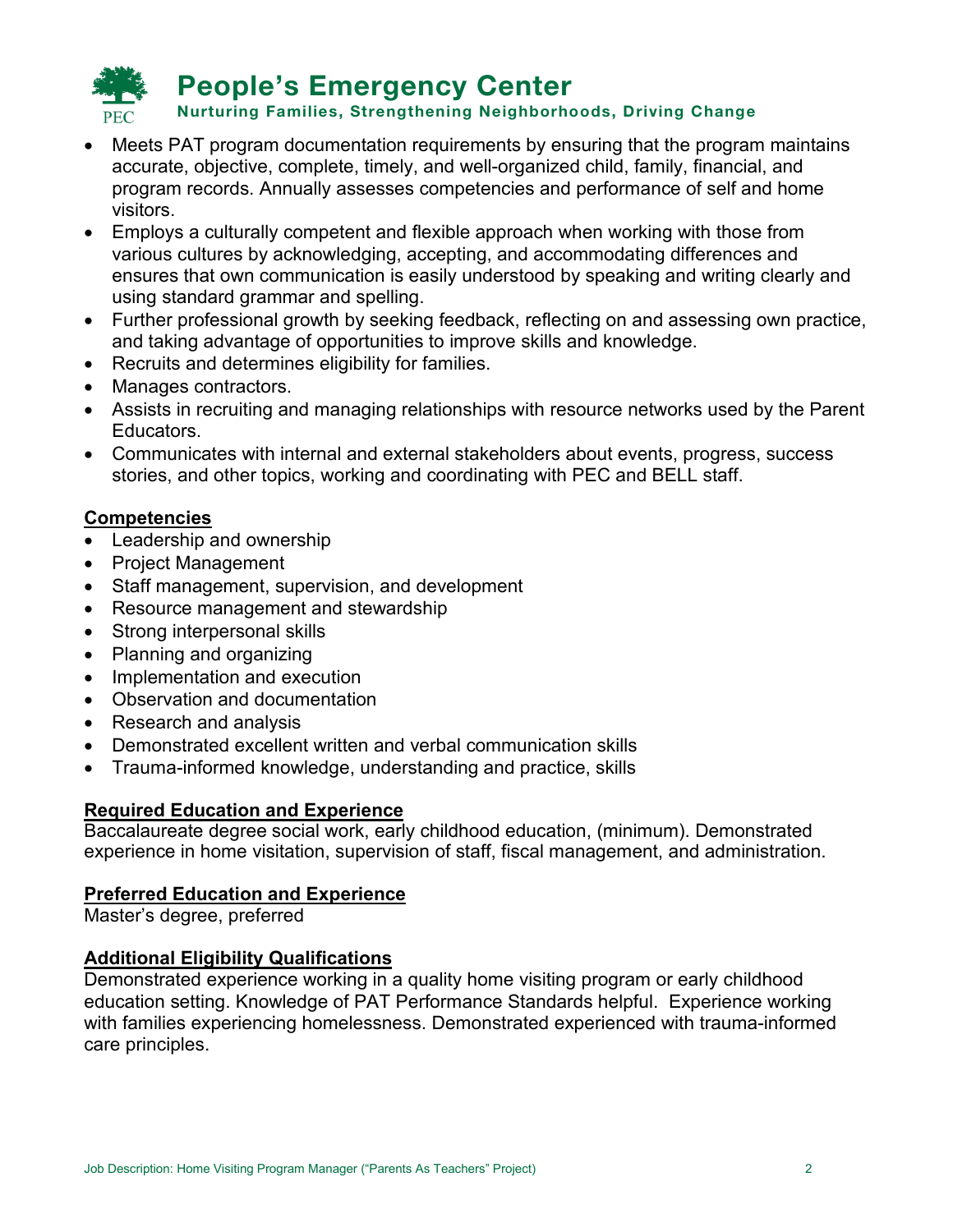- Meets PAT program documentation requirements by ensuring that the program maintains accurate, objective, complete, timely, and well-organized child, family, financial, and program records. Annually assesses competencies and performance of self and home visitors.
- Employs a culturally competent and flexible approach when working with those from various cultures by acknowledging, accepting, and accommodating differences and ensures that own communication is easily understood by speaking and writing clearly and using standard grammar and spelling.
- Further professional growth by seeking feedback, reflecting on and assessing own practice, and taking advantage of opportunities to improve skills and knowledge.
- Recruits and determines eligibility for families.
- Manages contractors.
- Assists in recruiting and managing relationships with resource networks used by the Parent Educators.
- Communicates with internal and external stakeholders about events, progress, success stories, and other topics, working and coordinating with PEC and BELL staff.

## Competencies

- Leadership and ownership
- Project Management
- Staff management, supervision, and development
- Resource management and stewardship
- Strong interpersonal skills
- Planning and organizing
- Implementation and execution
- Observation and documentation
- Research and analysis
- Demonstrated excellent written and verbal communication skills
- Trauma-informed knowledge, understanding and practice, skills

## Required Education and Experience

Baccalaureate degree social work, early childhood education, (minimum). Demonstrated experience in home visitation, supervision of staff, fiscal management, and administration.

## Preferred Education and Experience

Master's degree, preferred

## Additional Eligibility Qualifications

Demonstrated experience working in a quality home visiting program or early childhood education setting. Knowledge of PAT Performance Standards helpful. Experience working with families experiencing homelessness. Demonstrated experienced with trauma-informed care principles.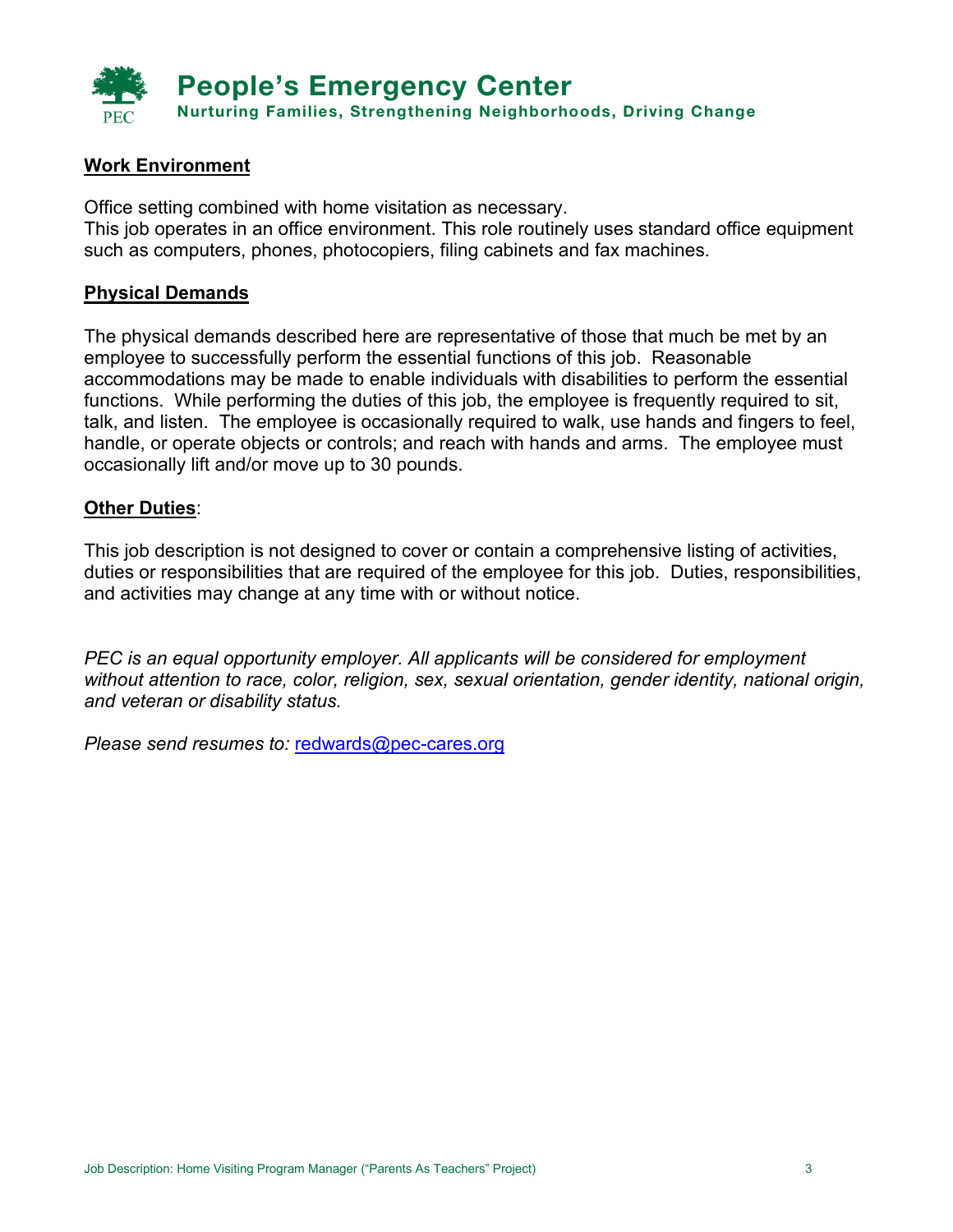## Work Environment

Office setting combined with home visitation as necessary.
This job operates in an office environment. This role routinely uses standard office equipment such as computers, phones, photocopiers, filing cabinets and fax machines.

## Physical Demands

The physical demands described here are representative of those that much be met by an employee to successfully perform the essential functions of this job. Reasonable accommodations may be made to enable individuals with disabilities to perform the essential functions. While performing the duties of this job, the employee is frequently required to sit, talk, and listen. The employee is occasionally required to walk, use hands and fingers to feel, handle, or operate objects or controls; and reach with hands and arms. The employee must occasionally lift and/or move up to 30 pounds.

## Other Duties:

This job description is not designed to cover or contain a comprehensive listing of activities, duties or responsibilities that are required of the employee for this job. Duties, responsibilities, and activities may change at any time with or without notice.

*PEC is an equal opportunity employer. All applicants will be considered for employment without attention to race, color, religion, sex, sexual orientation, gender identity, national origin, and veteran or disability status.*

*Please send resumes to:* redwards@pec-cares.org